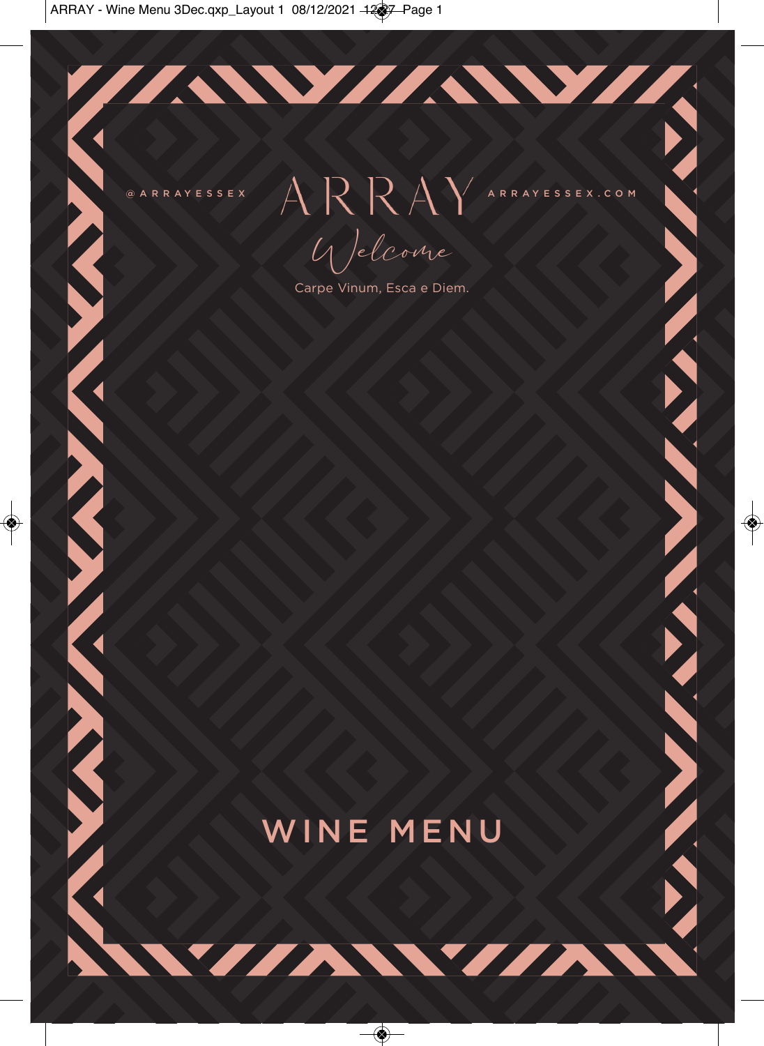@ARRAYESSEX

# ARRAY

ARRAYESSEX.COM

*Welcome*

Carpe Vinum, Esca e Diem.

## WINE MENU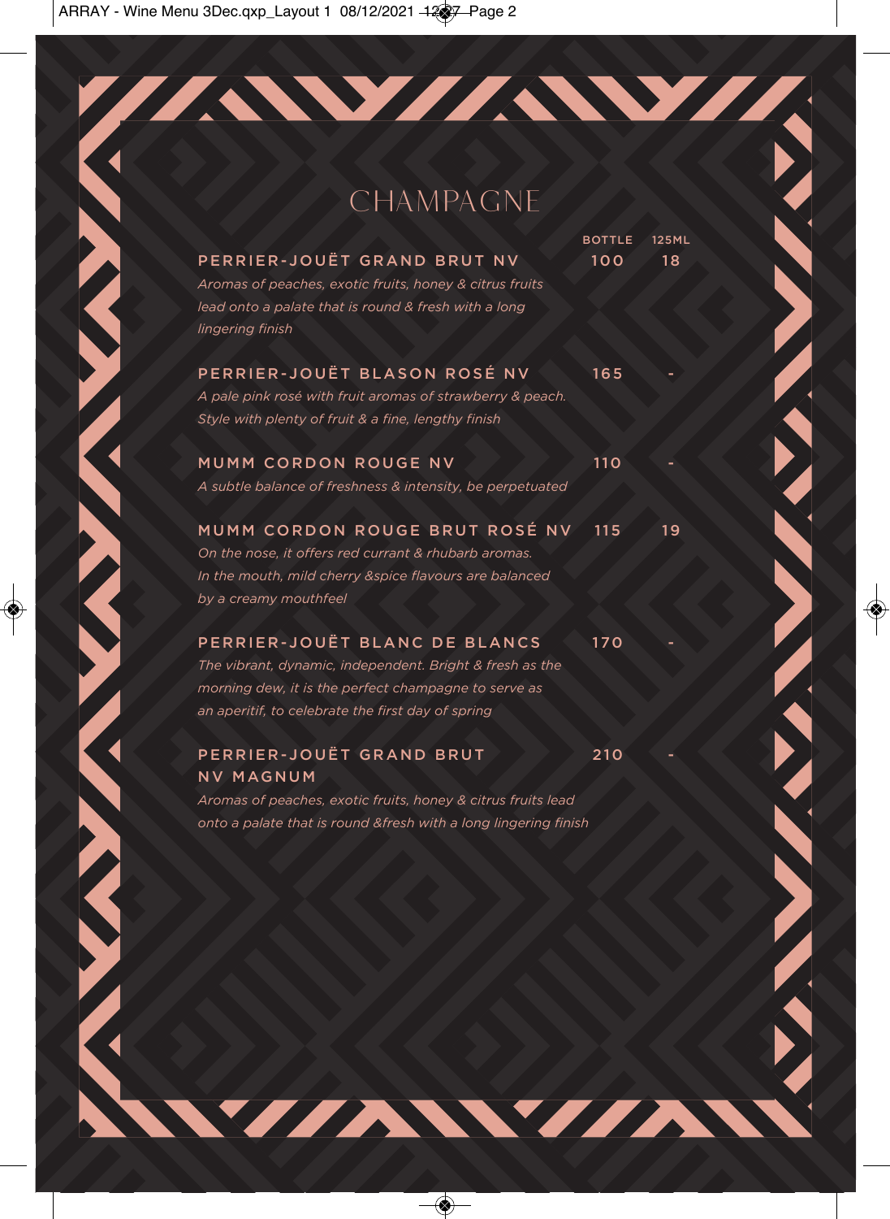# CHAMPAGNE

| | BOTTLE | 125ML |
|---|---|---|
| **PERRIER-JOUËT GRAND BRUT NV** | 100 | 18 |
| *Aromas of peaches, exotic fruits, honey & citrus fruits lead onto a palate that is round & fresh with a long lingering finish* | | |
| **PERRIER-JOUËT BLASON ROSÉ NV** | 165 | - |
| *A pale pink rosé with fruit aromas of strawberry & peach. Style with plenty of fruit & a fine, lengthy finish* | | |
| **MUMM CORDON ROUGE NV** | 110 | - |
| *A subtle balance of freshness & intensity, be perpetuated* | | |
| **MUMM CORDON ROUGE BRUT ROSÉ NV** | 115 | 19 |
| *On the nose, it offers red currant & rhubarb aromas. In the mouth, mild cherry &spice flavours are balanced by a creamy mouthfeel* | | |
| **PERRIER-JOUËT BLANC DE BLANCS** | 170 | - |
| *The vibrant, dynamic, independent. Bright & fresh as the morning dew, it is the perfect champagne to serve as an aperitif, to celebrate the first day of spring* | | |
| **PERRIER-JOUËT GRAND BRUT NV MAGNUM** | 210 | - |
| *Aromas of peaches, exotic fruits, honey & citrus fruits lead onto a palate that is round &fresh with a long lingering finish* | | |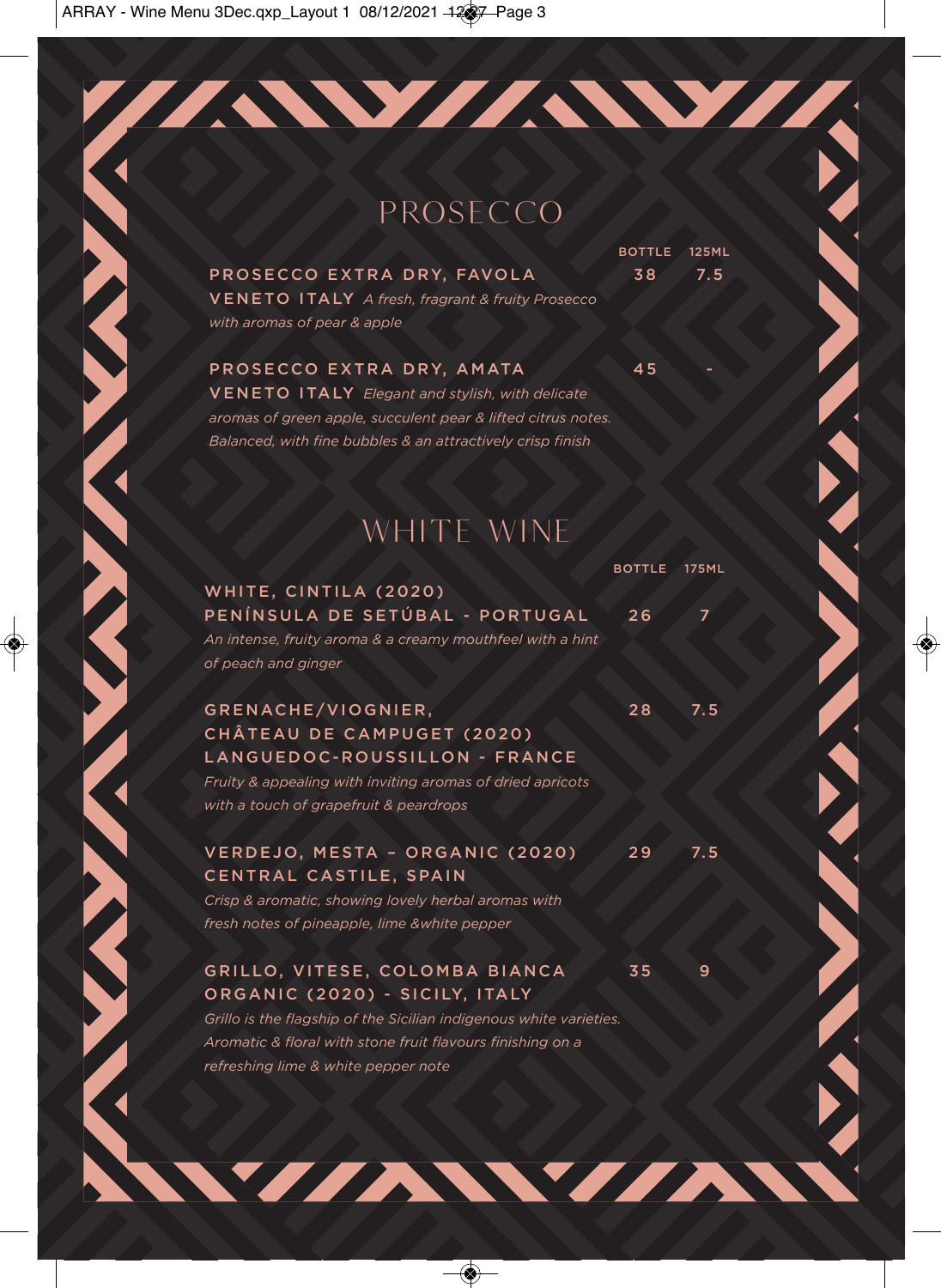# PROSECCO

| | BOTTLE | 125ML |
|---|---|---|
| **PROSECCO EXTRA DRY, FAVOLA**<br>**VENETO ITALY** *A fresh, fragrant & fruity Prosecco with aromas of pear & apple* | 38 | 7.5 |
| **PROSECCO EXTRA DRY, AMATA**<br>**VENETO ITALY** *Elegant and stylish, with delicate aromas of green apple, succulent pear & lifted citrus notes. Balanced, with fine bubbles & an attractively crisp finish* | 45 | - |

# WHITE WINE

| | BOTTLE | 175ML |
|---|---|---|
| **WHITE, CINTILA (2020)**<br>**PENÍNSULA DE SETÚBAL - PORTUGAL**<br>*An intense, fruity aroma & a creamy mouthfeel with a hint of peach and ginger* | 26 | 7 |
| **GRENACHE/VIOGNIER,**<br>**CHÂTEAU DE CAMPUGET (2020)**<br>**LANGUEDOC-ROUSSILLON - FRANCE**<br>*Fruity & appealing with inviting aromas of dried apricots with a touch of grapefruit & peardrops* | 28 | 7.5 |
| **VERDEJO, MESTA – ORGANIC (2020)**<br>**CENTRAL CASTILE, SPAIN**<br>*Crisp & aromatic, showing lovely herbal aromas with fresh notes of pineapple, lime &white pepper* | 29 | 7.5 |
| **GRILLO, VITESE, COLOMBA BIANCA**<br>**ORGANIC (2020) - SICILY, ITALY**<br>*Grillo is the flagship of the Sicilian indigenous white varieties. Aromatic & floral with stone fruit flavours finishing on a refreshing lime & white pepper note* | 35 | 9 |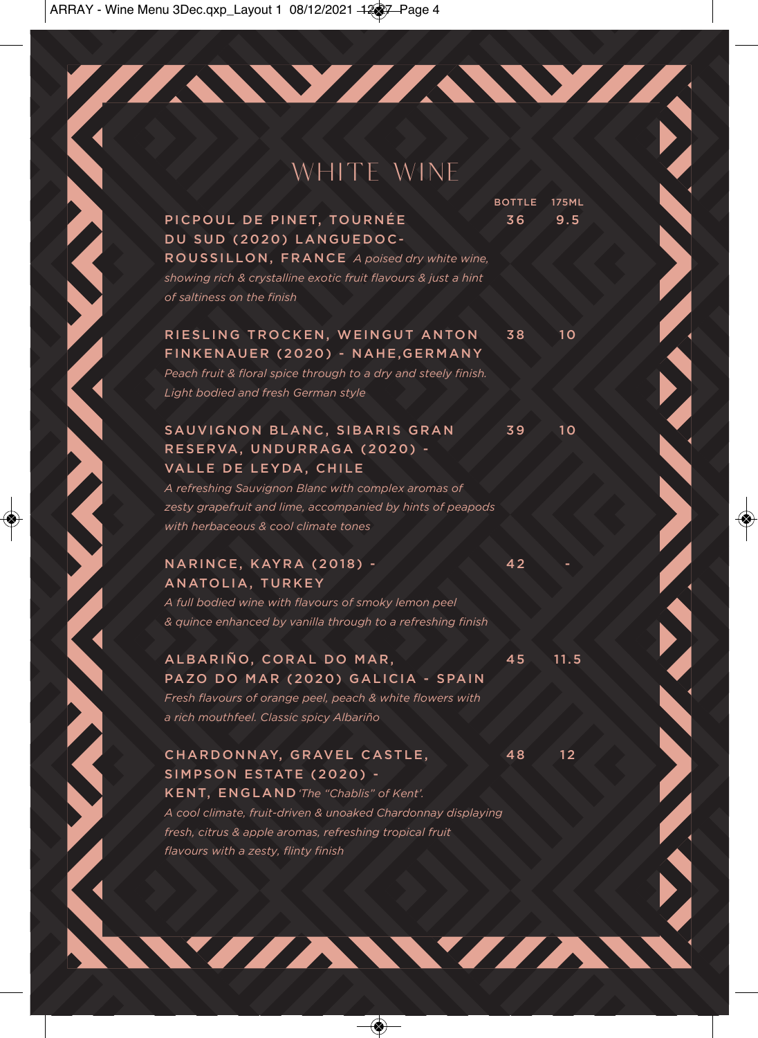# WHITE WINE

| | BOTTLE | 175ML |
|---|---|---|
| **PICPOUL DE PINET, TOURNÉE DU SUD (2020) LANGUEDOC-ROUSSILLON, FRANCE** *A poised dry white wine, showing rich & crystalline exotic fruit flavours & just a hint of saltiness on the finish* | 36 | 9.5 |
| **RIESLING TROCKEN, WEINGUT ANTON FINKENAUER (2020) - NAHE,GERMANY** *Peach fruit & floral spice through to a dry and steely finish. Light bodied and fresh German style* | 38 | 10 |
| **SAUVIGNON BLANC, SIBARIS GRAN RESERVA, UNDURRAGA (2020) - VALLE DE LEYDA, CHILE** *A refreshing Sauvignon Blanc with complex aromas of zesty grapefruit and lime, accompanied by hints of peapods with herbaceous & cool climate tones* | 39 | 10 |
| **NARINCE, KAYRA (2018) - ANATOLIA, TURKEY** *A full bodied wine with flavours of smoky lemon peel & quince enhanced by vanilla through to a refreshing finish* | 42 | - |
| **ALBARIÑO, CORAL DO MAR, PAZO DO MAR (2020) GALICIA - SPAIN** *Fresh flavours of orange peel, peach & white flowers with a rich mouthfeel. Classic spicy Albariño* | 45 | 11.5 |
| **CHARDONNAY, GRAVEL CASTLE, SIMPSON ESTATE (2020) - KENT, ENGLAND** *'The "Chablis" of Kent'. A cool climate, fruit-driven & unoaked Chardonnay displaying fresh, citrus & apple aromas, refreshing tropical fruit flavours with a zesty, flinty finish* | 48 | 12 |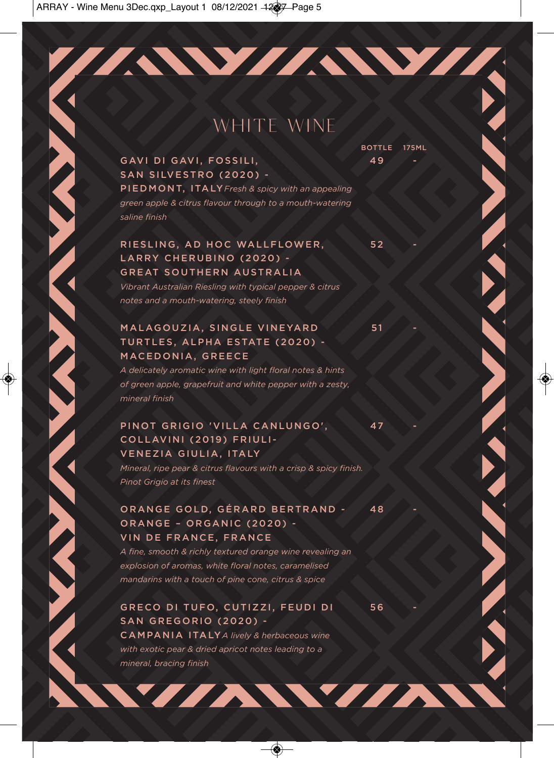# WHITE WINE

| | BOTTLE | 175ML |
|---|---|---|
| **GAVI DI GAVI, FOSSILI, SAN SILVESTRO (2020) - PIEDMONT, ITALY** *Fresh & spicy with an appealing green apple & citrus flavour through to a mouth-watering saline finish* | 49 | - |
| **RIESLING, AD HOC WALLFLOWER, LARRY CHERUBINO (2020) - GREAT SOUTHERN AUSTRALIA** *Vibrant Australian Riesling with typical pepper & citrus notes and a mouth-watering, steely finish* | 52 | - |
| **MALAGOUZIA, SINGLE VINEYARD TURTLES, ALPHA ESTATE (2020) - MACEDONIA, GREECE** *A delicately aromatic wine with light floral notes & hints of green apple, grapefruit and white pepper with a zesty, mineral finish* | 51 | - |
| **PINOT GRIGIO 'VILLA CANLUNGO', COLLAVINI (2019) FRIULI-VENEZIA GIULIA, ITALY** *Mineral, ripe pear & citrus flavours with a crisp & spicy finish. Pinot Grigio at its finest* | 47 | - |
| **ORANGE GOLD, GÉRARD BERTRAND - ORANGE – ORGANIC (2020) - VIN DE FRANCE, FRANCE** *A fine, smooth & richly textured orange wine revealing an explosion of aromas, white floral notes, caramelised mandarins with a touch of pine cone, citrus & spice* | 48 | - |
| **GRECO DI TUFO, CUTIZZI, FEUDI DI SAN GREGORIO (2020) - CAMPANIA ITALY** *A lively & herbaceous wine with exotic pear & dried apricot notes leading to a mineral, bracing finish* | 56 | - |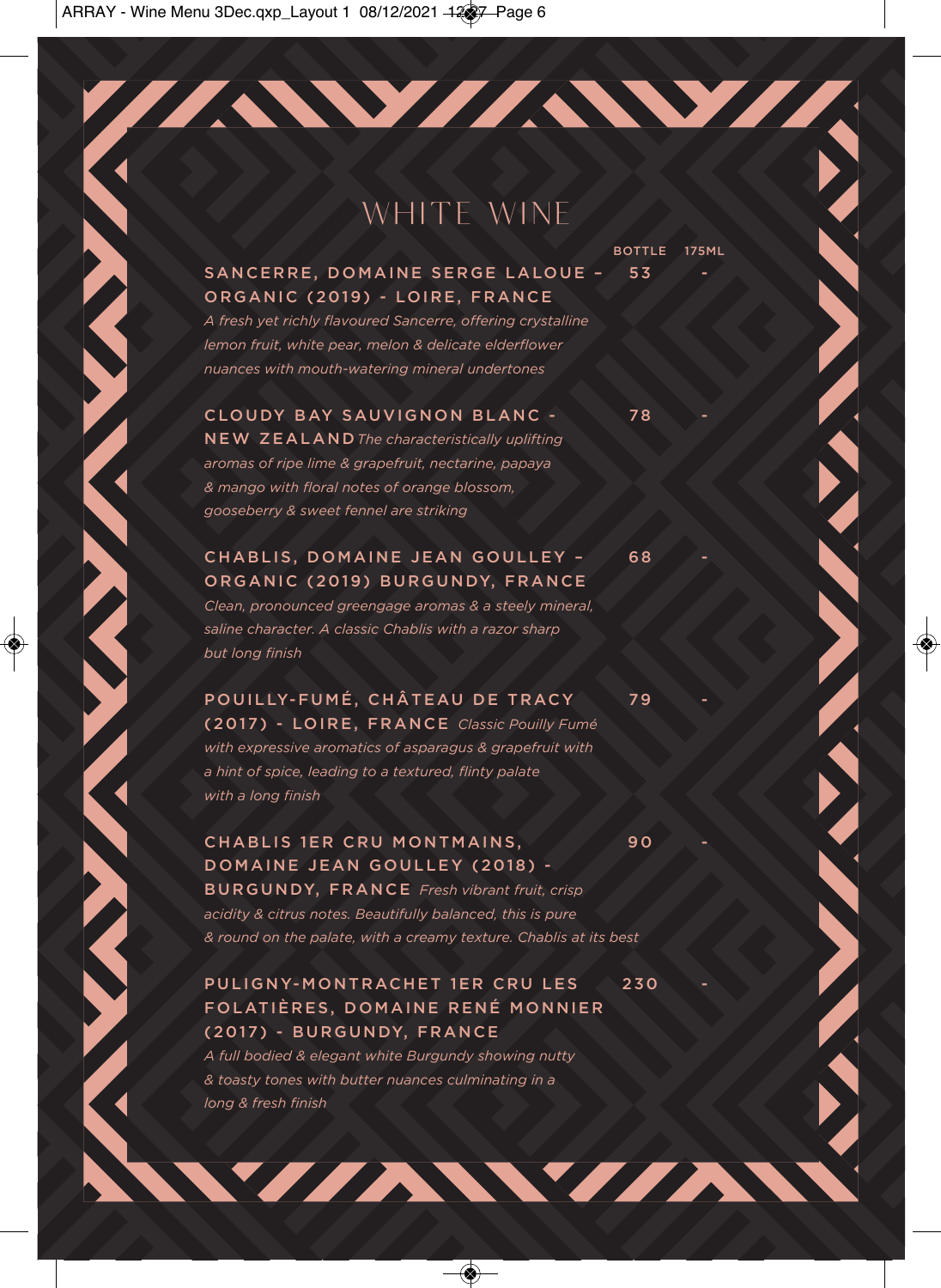# WHITE WINE

| | BOTTLE | 175ML |
|---|---|---|
| **SANCERRE, DOMAINE SERGE LALOUE – ORGANIC (2019) - LOIRE, FRANCE**<br>*A fresh yet richly flavoured Sancerre, offering crystalline lemon fruit, white pear, melon & delicate elderflower nuances with mouth-watering mineral undertones* | 53 | - |
| **CLOUDY BAY SAUVIGNON BLANC - NEW ZEALAND** *The characteristically uplifting aromas of ripe lime & grapefruit, nectarine, papaya & mango with floral notes of orange blossom, gooseberry & sweet fennel are striking* | 78 | - |
| **CHABLIS, DOMAINE JEAN GOULLEY – ORGANIC (2019) BURGUNDY, FRANCE**<br>*Clean, pronounced greengage aromas & a steely mineral, saline character. A classic Chablis with a razor sharp but long finish* | 68 | - |
| **POUILLY-FUMÉ, CHÂTEAU DE TRACY (2017) - LOIRE, FRANCE** *Classic Pouilly Fumé with expressive aromatics of asparagus & grapefruit with a hint of spice, leading to a textured, flinty palate with a long finish* | 79 | - |
| **CHABLIS 1ER CRU MONTMAINS, DOMAINE JEAN GOULLEY (2018) - BURGUNDY, FRANCE** *Fresh vibrant fruit, crisp acidity & citrus notes. Beautifully balanced, this is pure & round on the palate, with a creamy texture. Chablis at its best* | 90 | - |
| **PULIGNY-MONTRACHET 1ER CRU LES FOLATIÈRES, DOMAINE RENÉ MONNIER (2017) - BURGUNDY, FRANCE**<br>*A full bodied & elegant white Burgundy showing nutty & toasty tones with butter nuances culminating in a long & fresh finish* | 230 | - |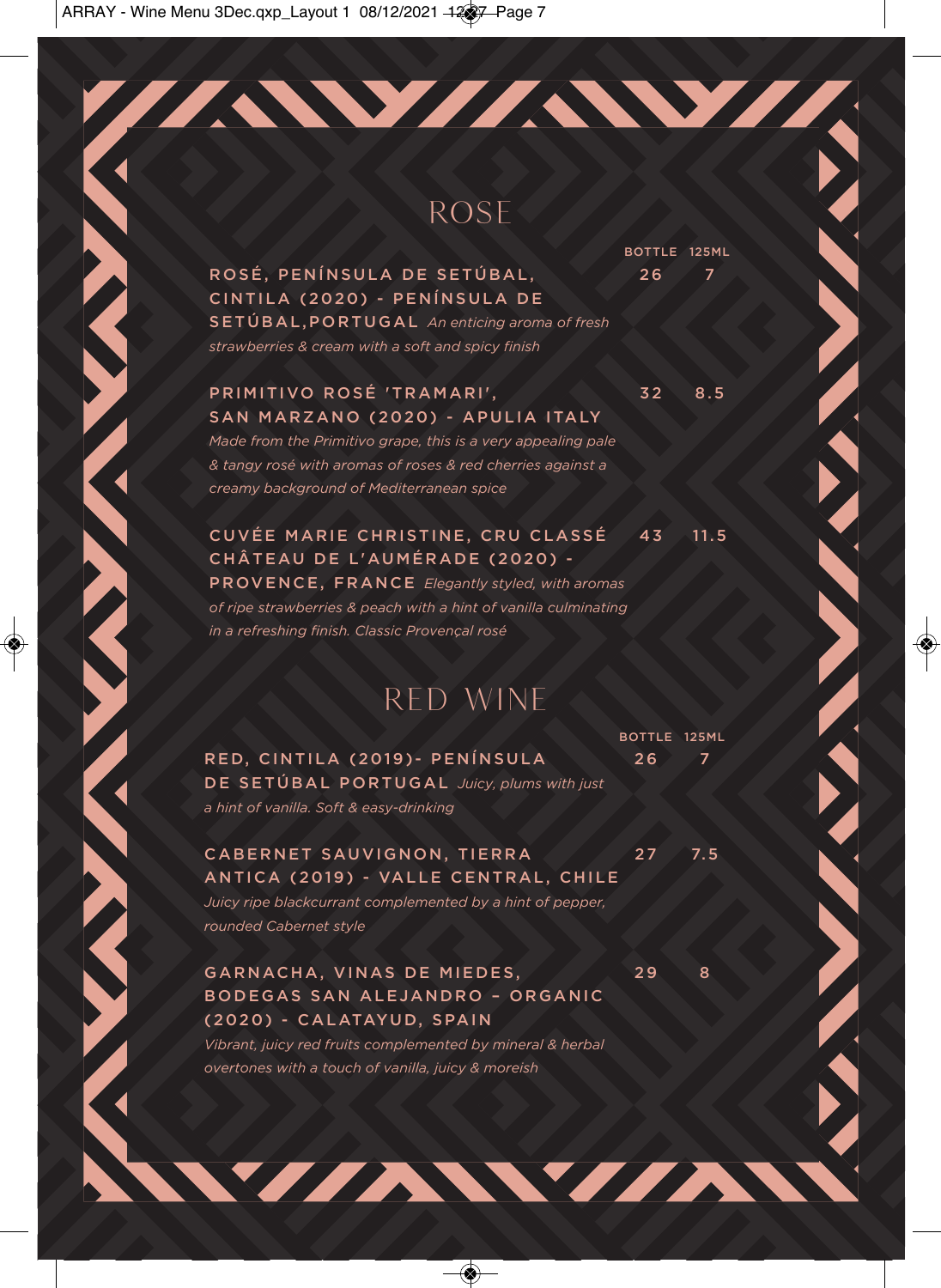# ROSE

| | BOTTLE | 125ML |
|---|---|---|
| **ROSÉ, PENÍNSULA DE SETÚBAL, CINTILA (2020) - PENÍNSULA DE SETÚBAL,PORTUGAL** *An enticing aroma of fresh strawberries & cream with a soft and spicy finish* | 26 | 7 |
| **PRIMITIVO ROSÉ 'TRAMARI', SAN MARZANO (2020) - APULIA ITALY** *Made from the Primitivo grape, this is a very appealing pale & tangy rosé with aromas of roses & red cherries against a creamy background of Mediterranean spice* | 32 | 8.5 |
| **CUVÉE MARIE CHRISTINE, CRU CLASSÉ CHÂTEAU DE L'AUMÉRADE (2020) - PROVENCE, FRANCE** *Elegantly styled, with aromas of ripe strawberries & peach with a hint of vanilla culminating in a refreshing finish. Classic Provençal rosé* | 43 | 11.5 |

# RED WINE

| | BOTTLE | 125ML |
|---|---|---|
| **RED, CINTILA (2019)- PENÍNSULA DE SETÚBAL PORTUGAL** *Juicy, plums with just a hint of vanilla. Soft & easy-drinking* | 26 | 7 |
| **CABERNET SAUVIGNON, TIERRA ANTICA (2019) - VALLE CENTRAL, CHILE** *Juicy ripe blackcurrant complemented by a hint of pepper, rounded Cabernet style* | 27 | 7.5 |
| **GARNACHA, VINAS DE MIEDES, BODEGAS SAN ALEJANDRO – ORGANIC (2020) - CALATAYUD, SPAIN** *Vibrant, juicy red fruits complemented by mineral & herbal overtones with a touch of vanilla, juicy & moreish* | 29 | 8 |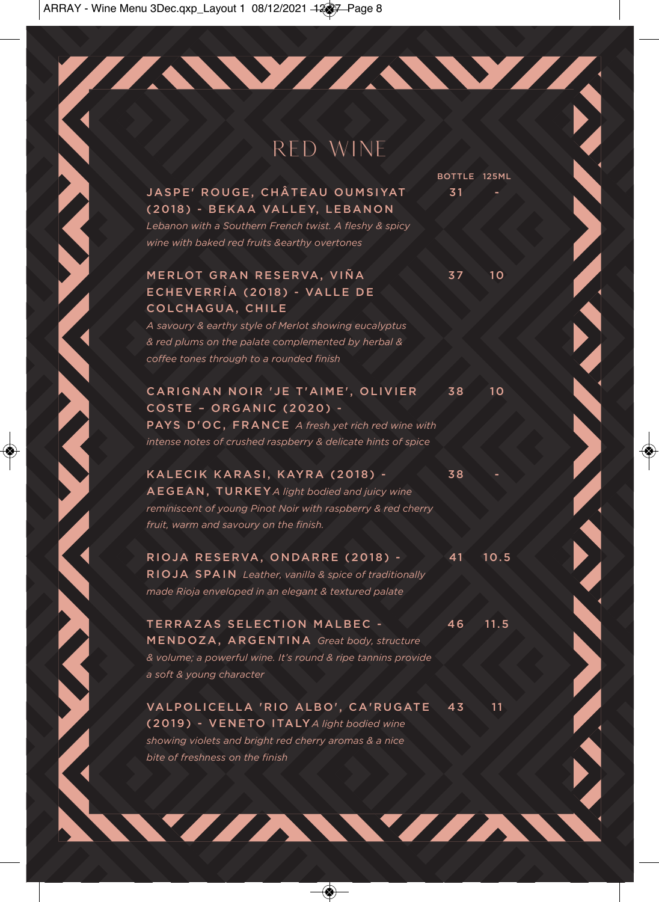# RED WINE

| | BOTTLE | 125ML |
|---|---|---|
| **JASPE' ROUGE, CHÂTEAU OUMSIYAT (2018) - BEKAA VALLEY, LEBANON** *Lebanon with a Southern French twist. A fleshy & spicy wine with baked red fruits &earthy overtones* | 31 | - |
| **MERLOT GRAN RESERVA, VIÑA ECHEVERRÍA (2018) - VALLE DE COLCHAGUA, CHILE** *A savoury & earthy style of Merlot showing eucalyptus & red plums on the palate complemented by herbal & coffee tones through to a rounded finish* | 37 | 10 |
| **CARIGNAN NOIR 'JE T'AIME', OLIVIER COSTE – ORGANIC (2020) - PAYS D'OC, FRANCE** *A fresh yet rich red wine with intense notes of crushed raspberry & delicate hints of spice* | 38 | 10 |
| **KALECIK KARASI, KAYRA (2018) - AEGEAN, TURKEY** *A light bodied and juicy wine reminiscent of young Pinot Noir with raspberry & red cherry fruit, warm and savoury on the finish.* | 38 | - |
| **RIOJA RESERVA, ONDARRE (2018) - RIOJA SPAIN** *Leather, vanilla & spice of traditionally made Rioja enveloped in an elegant & textured palate* | 41 | 10.5 |
| **TERRAZAS SELECTION MALBEC - MENDOZA, ARGENTINA** *Great body, structure & volume; a powerful wine. It's round & ripe tannins provide a soft & young character* | 46 | 11.5 |
| **VALPOLICELLA 'RIO ALBO', CA'RUGATE (2019) - VENETO ITALY** *A light bodied wine showing violets and bright red cherry aromas & a nice bite of freshness on the finish* | 43 | 11 |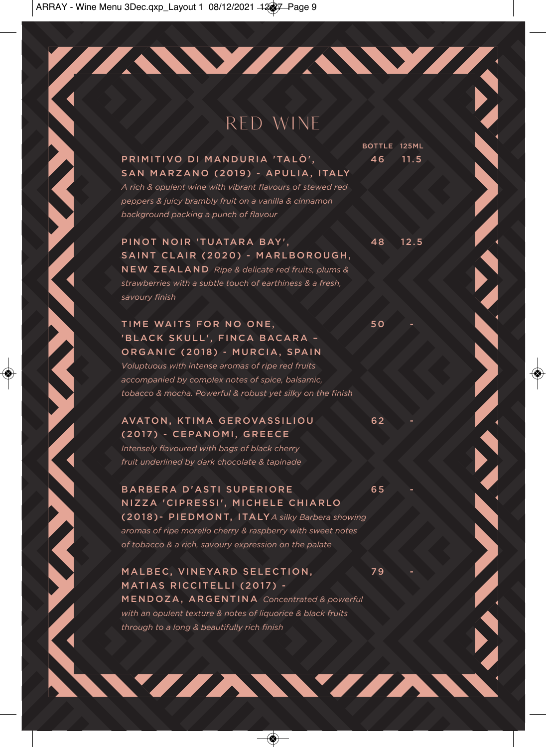# RED WINE

| | BOTTLE | 125ML |
|---|---|---|
| **PRIMITIVO DI MANDURIA 'TALÒ', SAN MARZANO (2019) - APULIA, ITALY** *A rich & opulent wine with vibrant flavours of stewed red peppers & juicy brambly fruit on a vanilla & cinnamon background packing a punch of flavour* | 46 | 11.5 |
| **PINOT NOIR 'TUATARA BAY', SAINT CLAIR (2020) - MARLBOROUGH, NEW ZEALAND** *Ripe & delicate red fruits, plums & strawberries with a subtle touch of earthiness & a fresh, savoury finish* | 48 | 12.5 |
| **TIME WAITS FOR NO ONE, 'BLACK SKULL', FINCA BACARA – ORGANIC (2018) - MURCIA, SPAIN** *Voluptuous with intense aromas of ripe red fruits accompanied by complex notes of spice, balsamic, tobacco & mocha. Powerful & robust yet silky on the finish* | 50 | - |
| **AVATON, KTIMA GEROVASSILIOU (2017) - CEPANOMI, GREECE** *Intensely flavoured with bags of black cherry fruit underlined by dark chocolate & tapinade* | 62 | - |
| **BARBERA D'ASTI SUPERIORE NIZZA 'CIPRESSI', MICHELE CHIARLO (2018)- PIEDMONT, ITALY** *A silky Barbera showing aromas of ripe morello cherry & raspberry with sweet notes of tobacco & a rich, savoury expression on the palate* | 65 | - |
| **MALBEC, VINEYARD SELECTION, MATIAS RICCITELLI (2017) - MENDOZA, ARGENTINA** *Concentrated & powerful with an opulent texture & notes of liquorice & black fruits through to a long & beautifully rich finish* | 79 | - |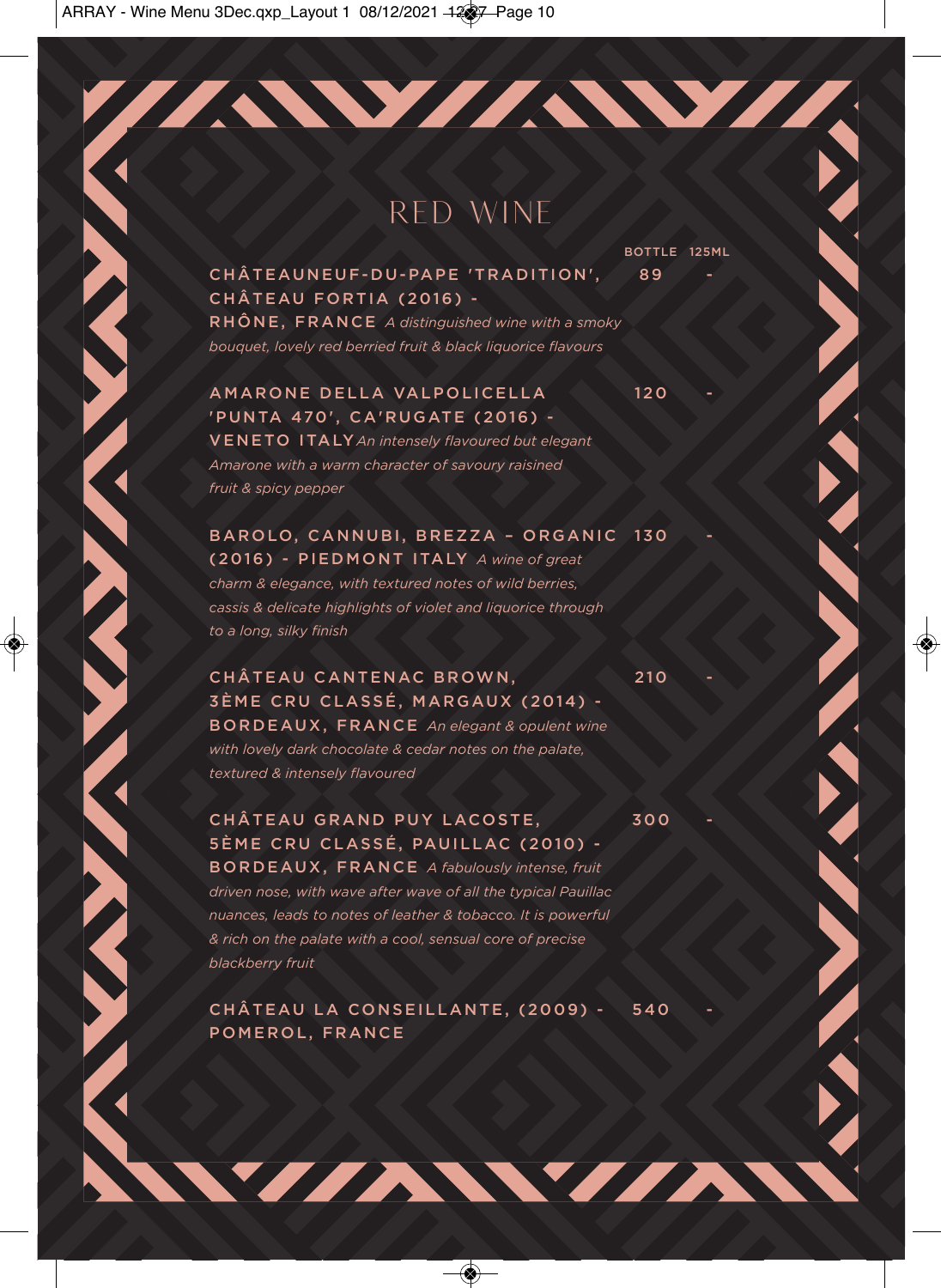# RED WINE

| | BOTTLE | 125ML |
|---|---|---|
| **CHÂTEAUNEUF-DU-PAPE 'TRADITION', CHÂTEAU FORTIA (2016) - RHÔNE, FRANCE** *A distinguished wine with a smoky bouquet, lovely red berried fruit & black liquorice flavours* | 89 | - |
| **AMARONE DELLA VALPOLICELLA 'PUNTA 470', CA'RUGATE (2016) - VENETO ITALY** *An intensely flavoured but elegant Amarone with a warm character of savoury raisined fruit & spicy pepper* | 120 | - |
| **BAROLO, CANNUBI, BREZZA – ORGANIC (2016) - PIEDMONT ITALY** *A wine of great charm & elegance, with textured notes of wild berries, cassis & delicate highlights of violet and liquorice through to a long, silky finish* | 130 | - |
| **CHÂTEAU CANTENAC BROWN, 3ÈME CRU CLASSÉ, MARGAUX (2014) - BORDEAUX, FRANCE** *An elegant & opulent wine with lovely dark chocolate & cedar notes on the palate, textured & intensely flavoured* | 210 | - |
| **CHÂTEAU GRAND PUY LACOSTE, 5ÈME CRU CLASSÉ, PAUILLAC (2010) - BORDEAUX, FRANCE** *A fabulously intense, fruit driven nose, with wave after wave of all the typical Pauillac nuances, leads to notes of leather & tobacco. It is powerful & rich on the palate with a cool, sensual core of precise blackberry fruit* | 300 | - |
| **CHÂTEAU LA CONSEILLANTE, (2009) - POMEROL, FRANCE** | 540 | - |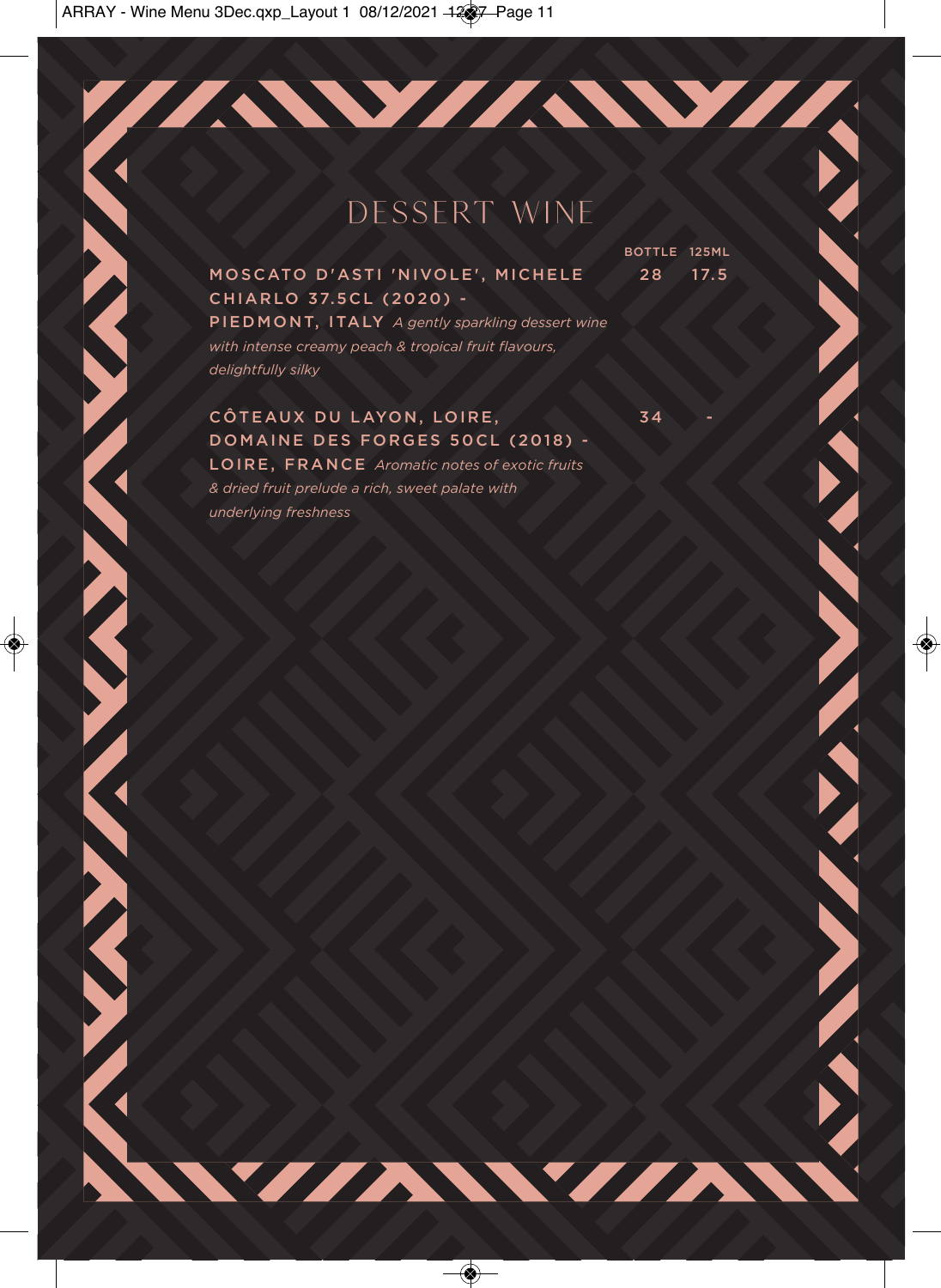# DESSERT WINE

| | BOTTLE | 125ML |
|---|---|---|
| **MOSCATO D'ASTI 'NIVOLE', MICHELE CHIARLO 37.5CL (2020) - PIEDMONT, ITALY** *A gently sparkling dessert wine with intense creamy peach & tropical fruit flavours, delightfully silky* | 28 | 17.5 |
| **CÔTEAUX DU LAYON, LOIRE, DOMAINE DES FORGES 50CL (2018) - LOIRE, FRANCE** *Aromatic notes of exotic fruits & dried fruit prelude a rich, sweet palate with underlying freshness* | 34 | - |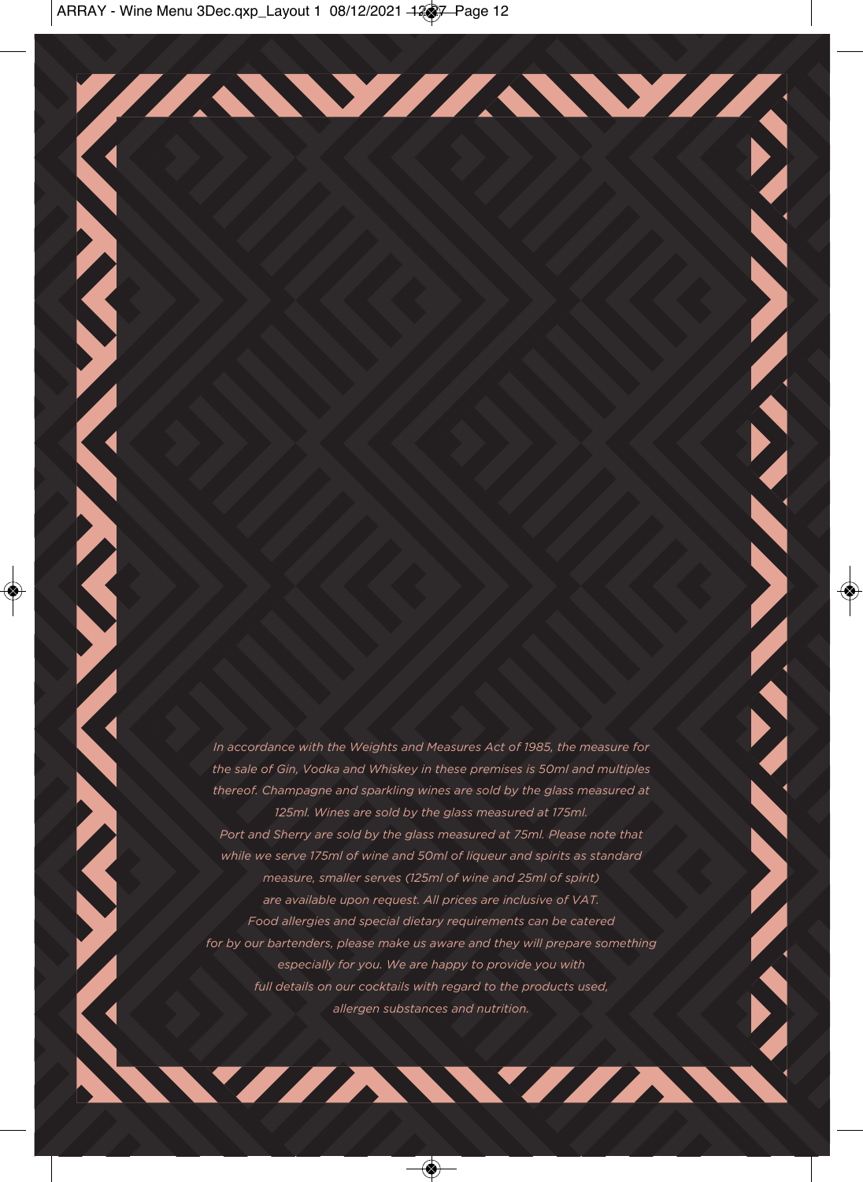*In accordance with the Weights and Measures Act of 1985, the measure for the sale of Gin, Vodka and Whiskey in these premises is 50ml and multiples thereof. Champagne and sparkling wines are sold by the glass measured at 125ml. Wines are sold by the glass measured at 175ml. Port and Sherry are sold by the glass measured at 75ml. Please note that while we serve 175ml of wine and 50ml of liqueur and spirits as standard measure, smaller serves (125ml of wine and 25ml of spirit) are available upon request. All prices are inclusive of VAT. Food allergies and special dietary requirements can be catered for by our bartenders, please make us aware and they will prepare something especially for you. We are happy to provide you with full details on our cocktails with regard to the products used, allergen substances and nutrition.*